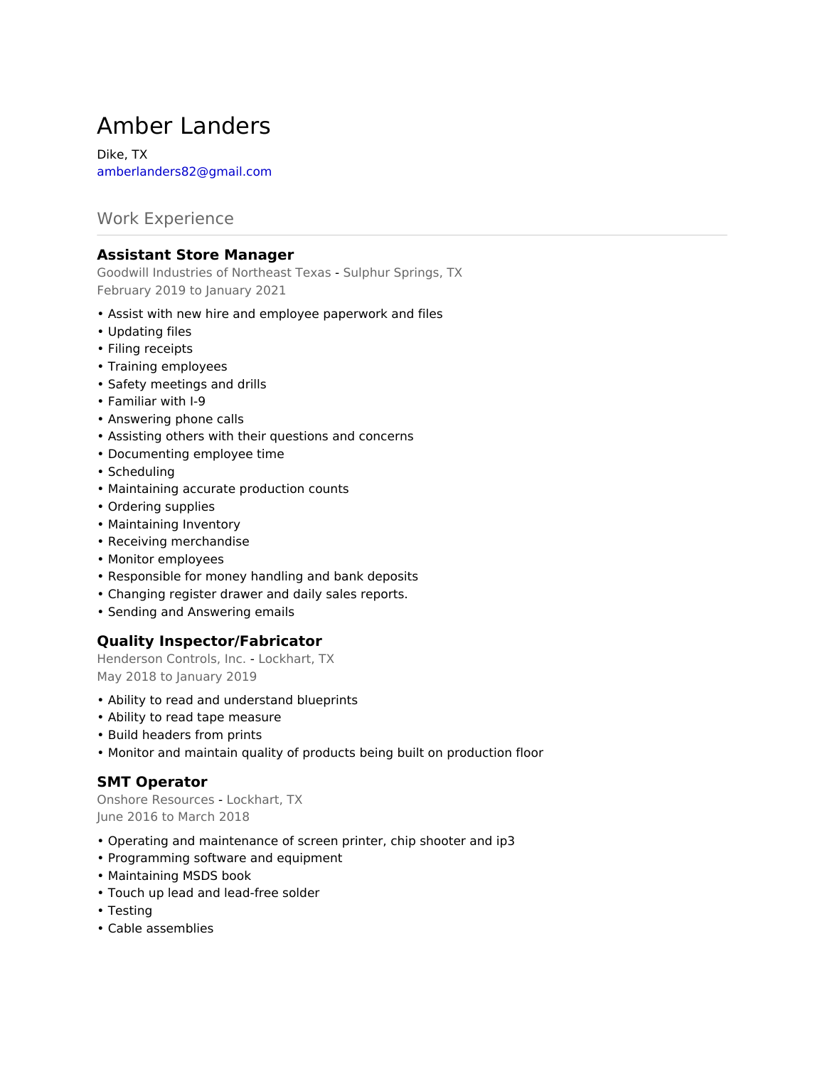# Amber Landers

Dike, TX
amberlanders82@gmail.com

## Work Experience

### Assistant Store Manager

Goodwill Industries of Northeast Texas - Sulphur Springs, TX
February 2019 to January 2021

- Assist with new hire and employee paperwork and files
- Updating files
- Filing receipts
- Training employees
- Safety meetings and drills
- Familiar with I-9
- Answering phone calls
- Assisting others with their questions and concerns
- Documenting employee time
- Scheduling
- Maintaining accurate production counts
- Ordering supplies
- Maintaining Inventory
- Receiving merchandise
- Monitor employees
- Responsible for money handling and bank deposits
- Changing register drawer and daily sales reports.
- Sending and Answering emails

### Quality Inspector/Fabricator

Henderson Controls, Inc. - Lockhart, TX
May 2018 to January 2019

- Ability to read and understand blueprints
- Ability to read tape measure
- Build headers from prints
- Monitor and maintain quality of products being built on production floor

### SMT Operator

Onshore Resources - Lockhart, TX
June 2016 to March 2018

- Operating and maintenance of screen printer, chip shooter and ip3
- Programming software and equipment
- Maintaining MSDS book
- Touch up lead and lead-free solder
- Testing
- Cable assemblies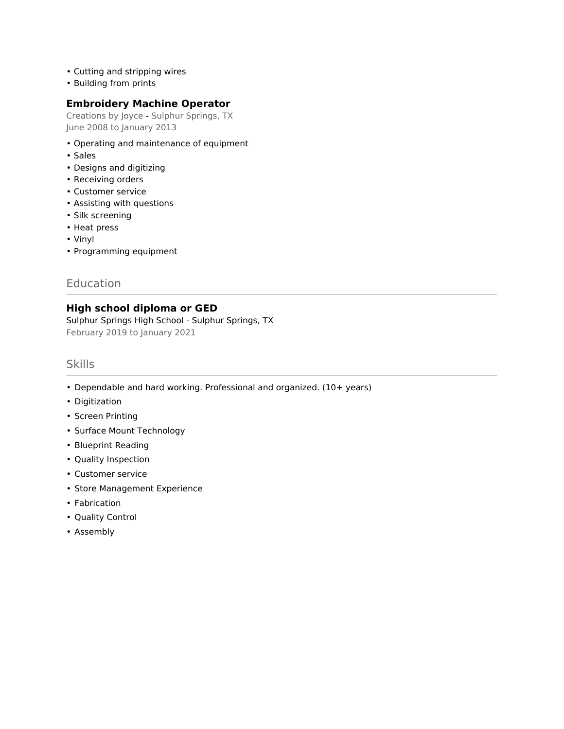- Cutting and stripping wires
- Building from prints

### Embroidery Machine Operator

Creations by Joyce - Sulphur Springs, TX
June 2008 to January 2013

- Operating and maintenance of equipment
- Sales
- Designs and digitizing
- Receiving orders
- Customer service
- Assisting with questions
- Silk screening
- Heat press
- Vinyl
- Programming equipment

## Education

### High school diploma or GED

Sulphur Springs High School - Sulphur Springs, TX
February 2019 to January 2021

## Skills

- Dependable and hard working. Professional and organized. (10+ years)
- Digitization
- Screen Printing
- Surface Mount Technology
- Blueprint Reading
- Quality Inspection
- Customer service
- Store Management Experience
- Fabrication
- Quality Control
- Assembly